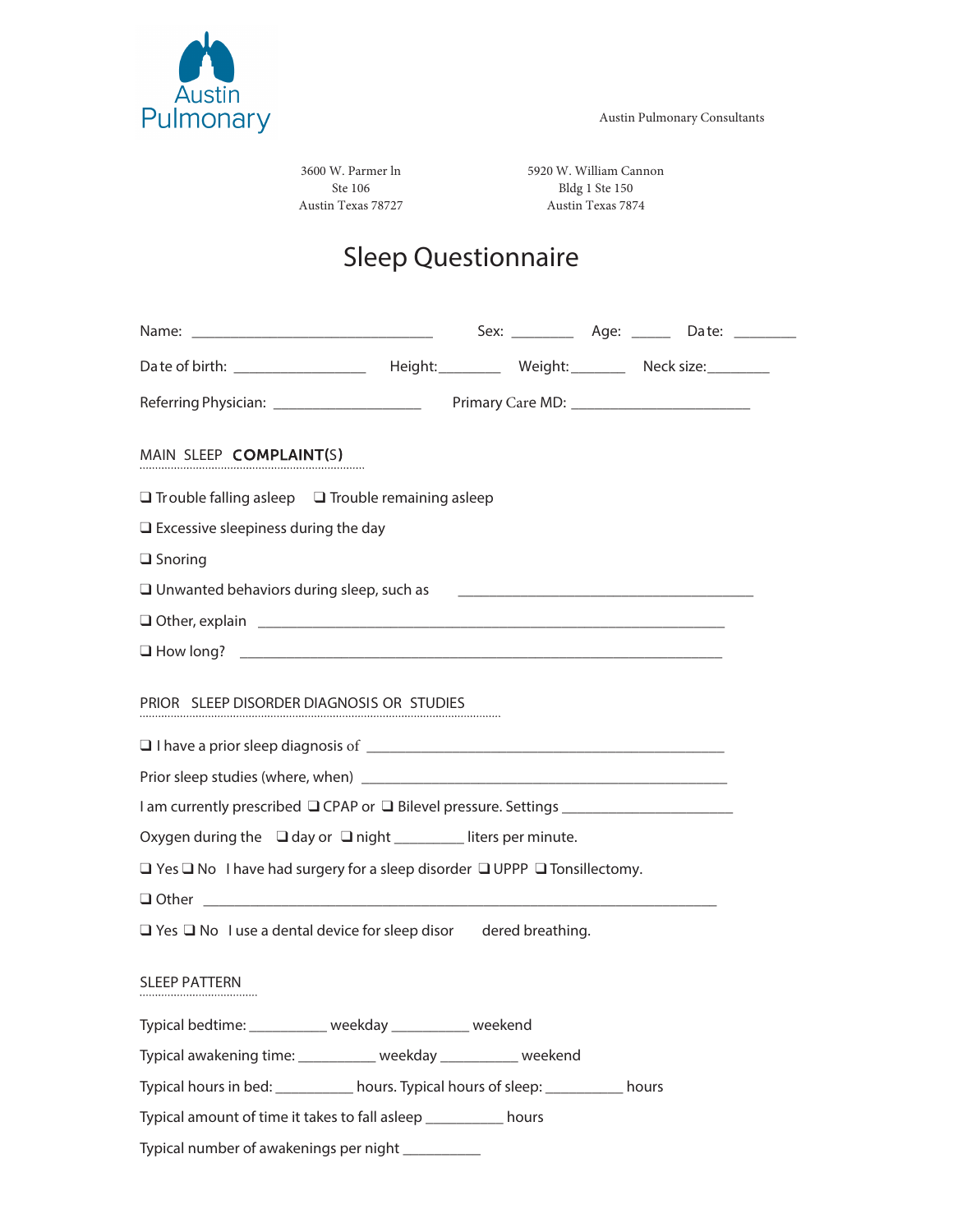Austin Pulmonary

Austin Pulmonary Consultants

3600 W. Parmer ln
Ste 106
Austin Texas 78727

5920 W. William Cannon
Bldg 1 Ste 150
Austin Texas 7874

# Sleep Questionnaire

Name: ______________________________ Sex: ________ Age: _____ Date: ________

Date of birth: ________________ Height:________ Weight:_______ Neck size:________

Referring Physician: __________________ Primary Care MD: ______________________

## MAIN SLEEP COMPLAINT(S)

❑ Trouble falling asleep ❑ Trouble remaining asleep

❑ Excessive sleepiness during the day

❑ Snoring

❑ Unwanted behaviors during sleep, such as ____________________________________

❑ Other, explain ____________________________________________________________

❑ How long? ____________________________________________________________

## PRIOR SLEEP DISORDER DIAGNOSIS OR STUDIES

❑ I have a prior sleep diagnosis of ______________________________________________

Prior sleep studies (where, when) ______________________________________________

I am currently prescribed ❑ CPAP or ❑ Bilevel pressure. Settings _____________________

Oxygen during the ❑ day or ❑ night _________ liters per minute.

❑ Yes ❑ No I have had surgery for a sleep disorder ❑ UPPP ❑ Tonsillectomy.

❑ Other _________________________________________________________________

❑ Yes ❑ No I use a dental device for sleep disordered breathing.

## SLEEP PATTERN

Typical bedtime: __________ weekday __________ weekend

Typical awakening time: __________ weekday __________ weekend

Typical hours in bed: __________ hours. Typical hours of sleep: __________ hours

Typical amount of time it takes to fall asleep __________ hours

Typical number of awakenings per night __________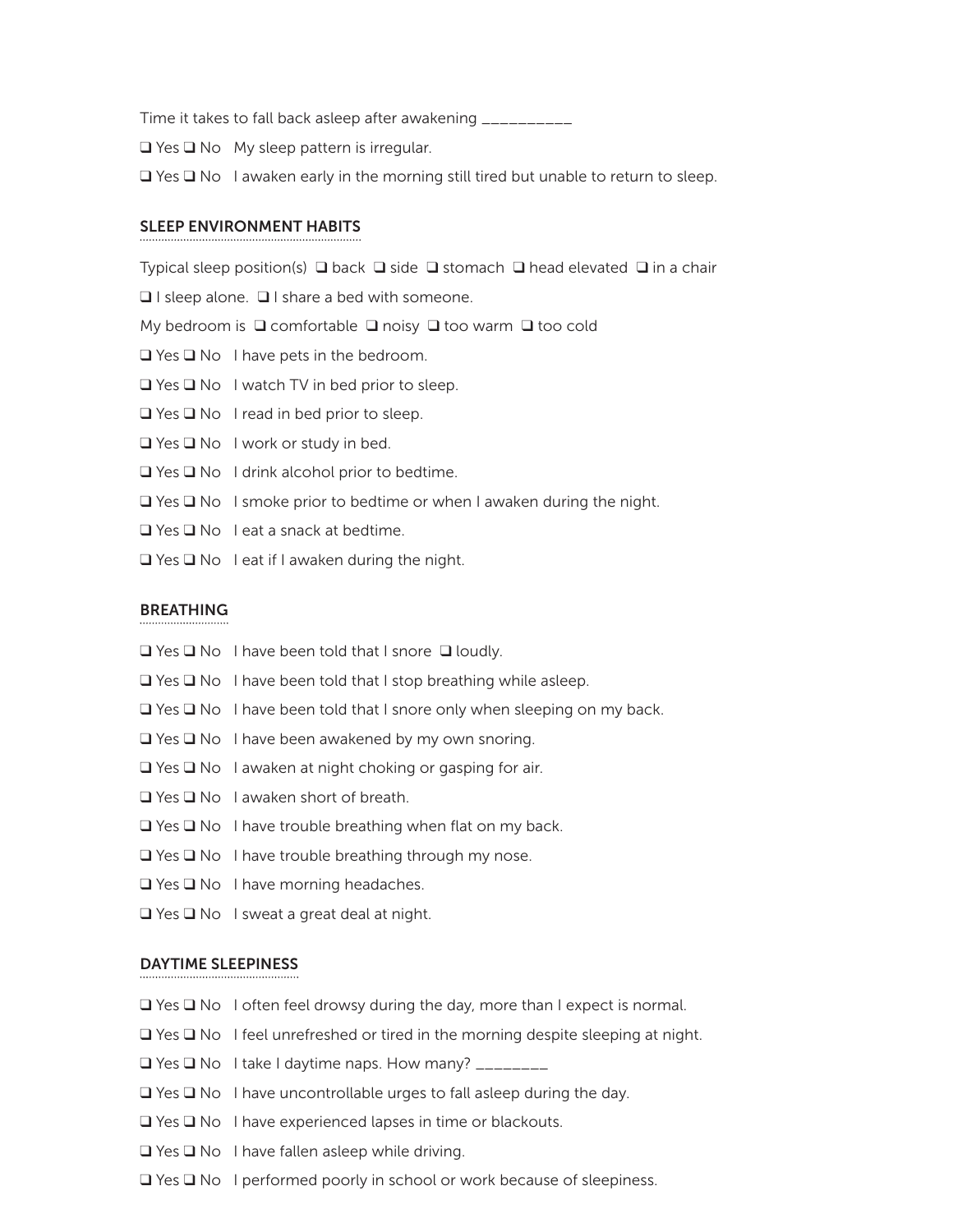Time it takes to fall back asleep after awakening __________

❑ Yes ❑ No   My sleep pattern is irregular.

❑ Yes ❑ No   I awaken early in the morning still tired but unable to return to sleep.

## SLEEP ENVIRONMENT HABITS

Typical sleep position(s)  ❑ back  ❑ side  ❑ stomach  ❑ head elevated  ❑ in a chair

❑ I sleep alone.  ❑ I share a bed with someone.

My bedroom is  ❑ comfortable  ❑ noisy  ❑ too warm  ❑ too cold

❑ Yes ❑ No   I have pets in the bedroom.

❑ Yes ❑ No   I watch TV in bed prior to sleep.

❑ Yes ❑ No   I read in bed prior to sleep.

❑ Yes ❑ No   I work or study in bed.

❑ Yes ❑ No   I drink alcohol prior to bedtime.

❑ Yes ❑ No   I smoke prior to bedtime or when I awaken during the night.

❑ Yes ❑ No   I eat a snack at bedtime.

❑ Yes ❑ No   I eat if I awaken during the night.

## BREATHING

❑ Yes ❑ No   I have been told that I snore  ❑ loudly.

❑ Yes ❑ No   I have been told that I stop breathing while asleep.

❑ Yes ❑ No   I have been told that I snore only when sleeping on my back.

❑ Yes ❑ No   I have been awakened by my own snoring.

❑ Yes ❑ No   I awaken at night choking or gasping for air.

❑ Yes ❑ No   I awaken short of breath.

❑ Yes ❑ No   I have trouble breathing when flat on my back.

❑ Yes ❑ No   I have trouble breathing through my nose.

❑ Yes ❑ No   I have morning headaches.

❑ Yes ❑ No   I sweat a great deal at night.

## DAYTIME SLEEPINESS

❑ Yes ❑ No   I often feel drowsy during the day, more than I expect is normal.

❑ Yes ❑ No   I feel unrefreshed or tired in the morning despite sleeping at night.

❑ Yes ❑ No   I take I daytime naps. How many? ________

❑ Yes ❑ No   I have uncontrollable urges to fall asleep during the day.

❑ Yes ❑ No   I have experienced lapses in time or blackouts.

❑ Yes ❑ No   I have fallen asleep while driving.

❑ Yes ❑ No   I performed poorly in school or work because of sleepiness.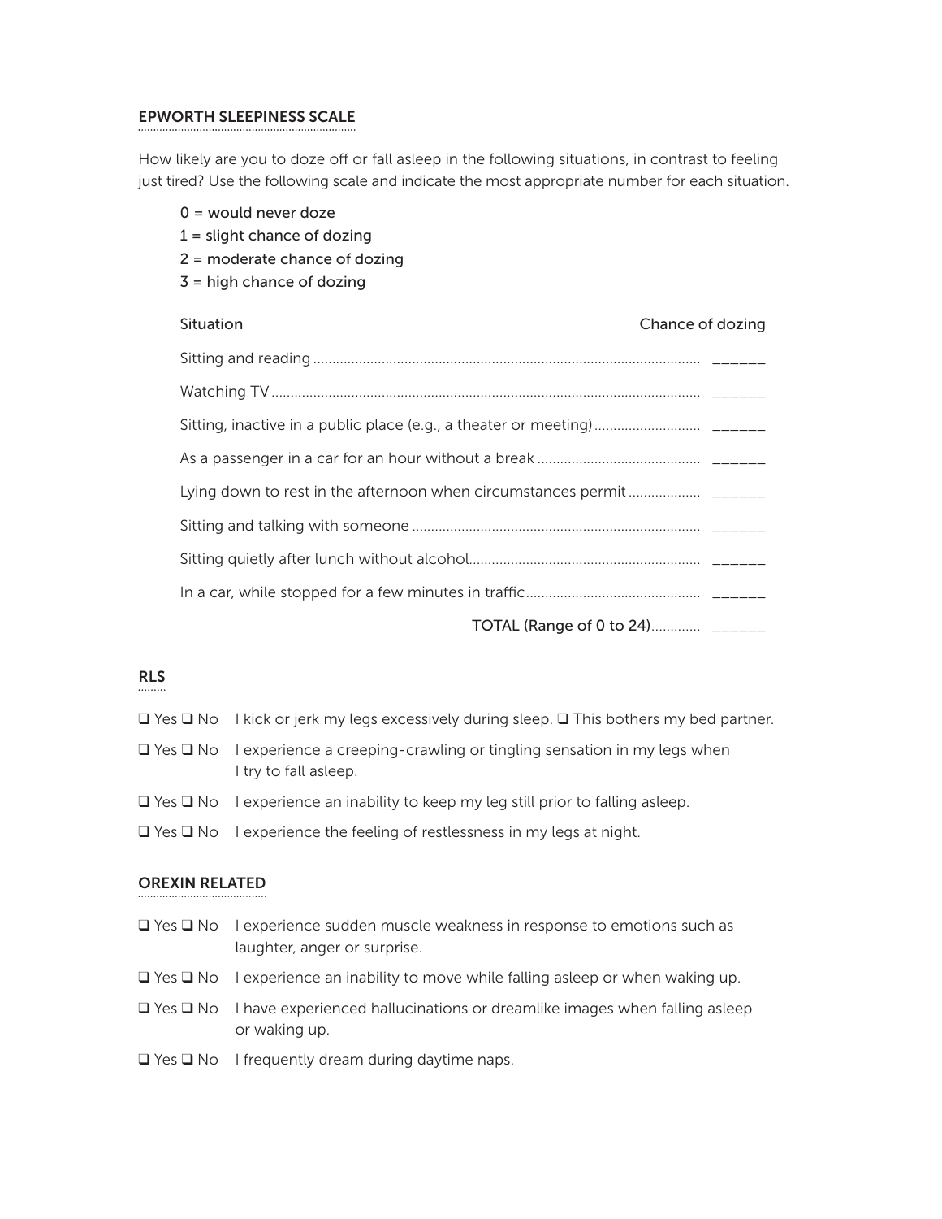## EPWORTH SLEEPINESS SCALE

How likely are you to doze off or fall asleep in the following situations, in contrast to feeling just tired? Use the following scale and indicate the most appropriate number for each situation.

- 0 = would never doze
- 1 = slight chance of dozing
- 2 = moderate chance of dozing
- 3 = high chance of dozing

| Situation | Chance of dozing |
| --- | --- |
| Sitting and reading | ______ |
| Watching TV | ______ |
| Sitting, inactive in a public place (e.g., a theater or meeting) | ______ |
| As a passenger in a car for an hour without a break | ______ |
| Lying down to rest in the afternoon when circumstances permit | ______ |
| Sitting and talking with someone | ______ |
| Sitting quietly after lunch without alcohol | ______ |
| In a car, while stopped for a few minutes in traffic | ______ |
| TOTAL (Range of 0 to 24) | ______ |

## RLS

- ❑ Yes ❑ No I kick or jerk my legs excessively during sleep. ❑ This bothers my bed partner.
- ❑ Yes ❑ No I experience a creeping-crawling or tingling sensation in my legs when I try to fall asleep.
- ❑ Yes ❑ No I experience an inability to keep my leg still prior to falling asleep.
- ❑ Yes ❑ No I experience the feeling of restlessness in my legs at night.

## OREXIN RELATED

- ❑ Yes ❑ No I experience sudden muscle weakness in response to emotions such as laughter, anger or surprise.
- ❑ Yes ❑ No I experience an inability to move while falling asleep or when waking up.
- ❑ Yes ❑ No I have experienced hallucinations or dreamlike images when falling asleep or waking up.
- ❑ Yes ❑ No I frequently dream during daytime naps.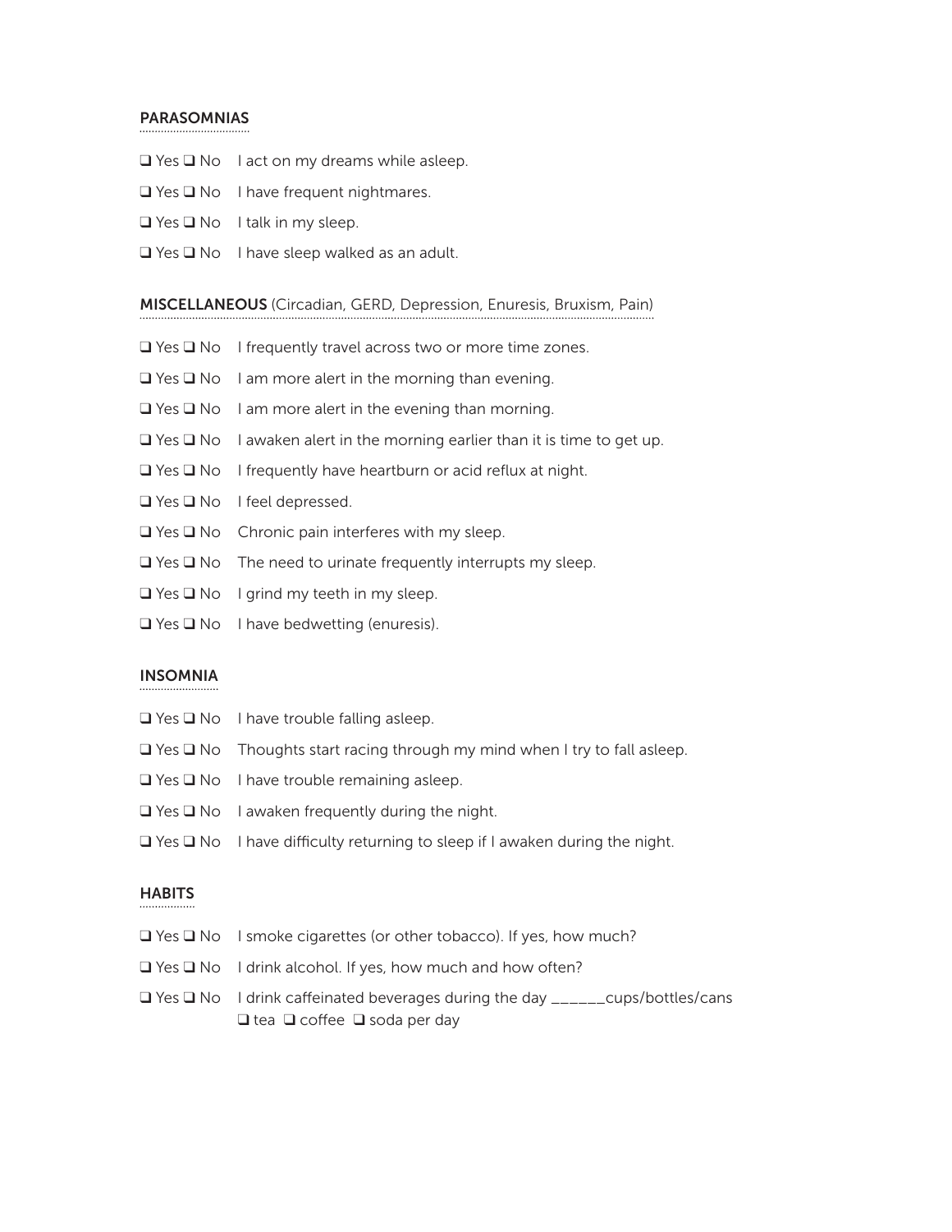## PARASOMNIAS

❑ Yes ❑ No I act on my dreams while asleep.

❑ Yes ❑ No I have frequent nightmares.

❑ Yes ❑ No I talk in my sleep.

❑ Yes ❑ No I have sleep walked as an adult.

## MISCELLANEOUS (Circadian, GERD, Depression, Enuresis, Bruxism, Pain)

❑ Yes ❑ No I frequently travel across two or more time zones.

❑ Yes ❑ No I am more alert in the morning than evening.

❑ Yes ❑ No I am more alert in the evening than morning.

❑ Yes ❑ No I awaken alert in the morning earlier than it is time to get up.

❑ Yes ❑ No I frequently have heartburn or acid reflux at night.

❑ Yes ❑ No I feel depressed.

❑ Yes ❑ No Chronic pain interferes with my sleep.

❑ Yes ❑ No The need to urinate frequently interrupts my sleep.

❑ Yes ❑ No I grind my teeth in my sleep.

❑ Yes ❑ No I have bedwetting (enuresis).

## INSOMNIA

❑ Yes ❑ No I have trouble falling asleep.

❑ Yes ❑ No Thoughts start racing through my mind when I try to fall asleep.

❑ Yes ❑ No I have trouble remaining asleep.

❑ Yes ❑ No I awaken frequently during the night.

❑ Yes ❑ No I have difficulty returning to sleep if I awaken during the night.

## HABITS

❑ Yes ❑ No I smoke cigarettes (or other tobacco). If yes, how much?

❑ Yes ❑ No I drink alcohol. If yes, how much and how often?

❑ Yes ❑ No I drink caffeinated beverages during the day ______cups/bottles/cans
❑ tea ❑ coffee ❑ soda per day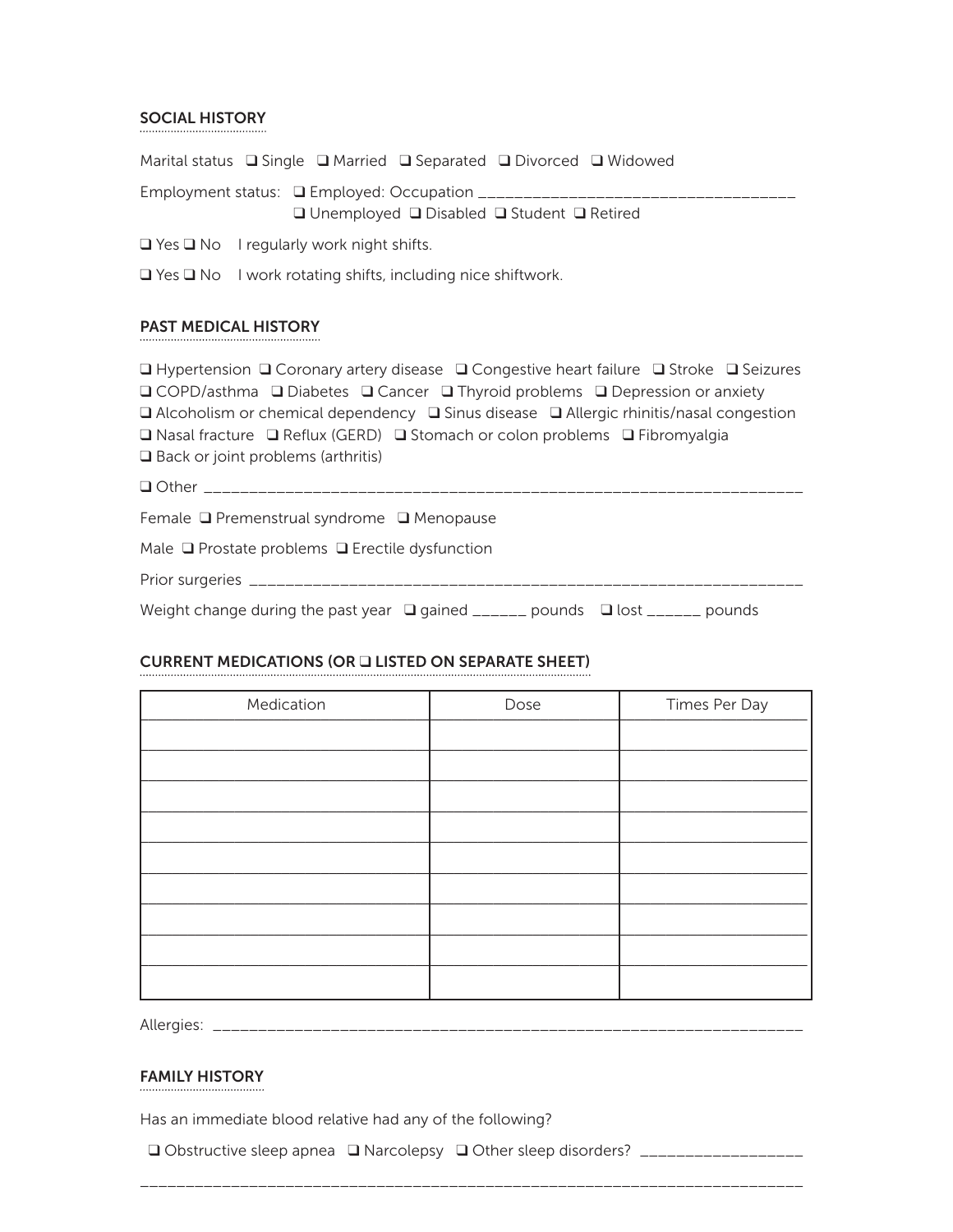## SOCIAL HISTORY

Marital status ❑ Single ❑ Married ❑ Separated ❑ Divorced ❑ Widowed

Employment status: ❑ Employed: Occupation __________________________________
❑ Unemployed ❑ Disabled ❑ Student ❑ Retired

❑ Yes ❑ No  I regularly work night shifts.

❑ Yes ❑ No  I work rotating shifts, including nice shiftwork.

## PAST MEDICAL HISTORY

❑ Hypertension ❑ Coronary artery disease ❑ Congestive heart failure ❑ Stroke ❑ Seizures
❑ COPD/asthma ❑ Diabetes ❑ Cancer ❑ Thyroid problems ❑ Depression or anxiety
❑ Alcoholism or chemical dependency ❑ Sinus disease ❑ Allergic rhinitis/nasal congestion
❑ Nasal fracture ❑ Reflux (GERD) ❑ Stomach or colon problems ❑ Fibromyalgia
❑ Back or joint problems (arthritis)

❑ Other ____________________________________________________________________

Female ❑ Premenstrual syndrome ❑ Menopause

Male ❑ Prostate problems ❑ Erectile dysfunction

Prior surgeries ______________________________________________________________

Weight change during the past year ❑ gained ______ pounds ❑ lost ______ pounds

## CURRENT MEDICATIONS (OR ❑ LISTED ON SEPARATE SHEET)

| Medication | Dose | Times Per Day |
|---|---|---|
| | | |
| | | |
| | | |
| | | |
| | | |
| | | |
| | | |
| | | |
| | | |

Allergies: ___________________________________________________________________

## FAMILY HISTORY

Has an immediate blood relative had any of the following?

❑ Obstructive sleep apnea ❑ Narcolepsy ❑ Other sleep disorders? __________________

___________________________________________________________________________